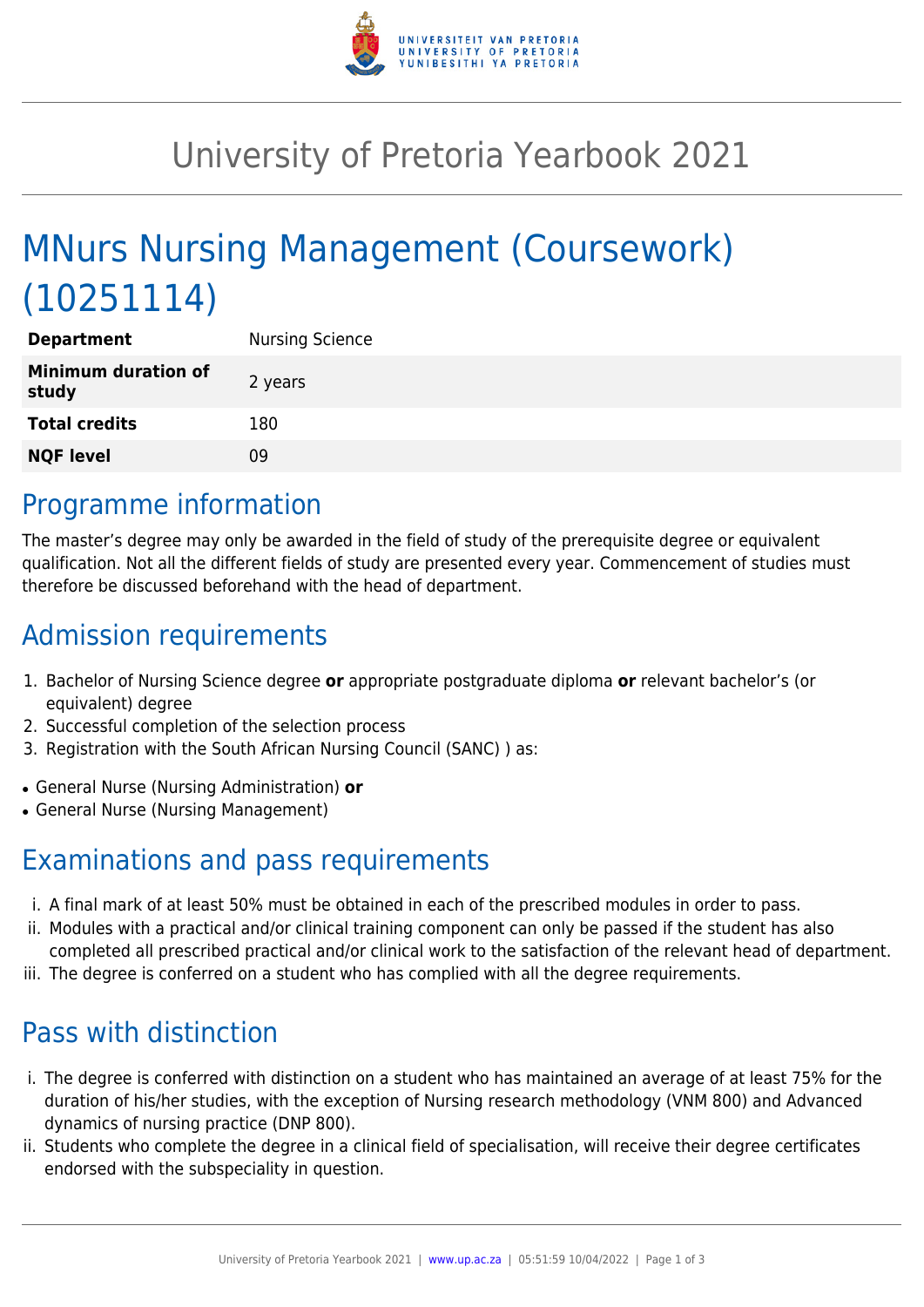# University of Pretoria Yearbook 2021

## MNurs Nursing Management (Coursework) (10251114)

| | |
|---|---|
| **Department** | Nursing Science |
| **Minimum duration of study** | 2 years |
| **Total credits** | 180 |
| **NQF level** | 09 |

## Programme information

The master's degree may only be awarded in the field of study of the prerequisite degree or equivalent qualification. Not all the different fields of study are presented every year. Commencement of studies must therefore be discussed beforehand with the head of department.

## Admission requirements

1. Bachelor of Nursing Science degree **or** appropriate postgraduate diploma **or** relevant bachelor's (or equivalent) degree
2. Successful completion of the selection process
3. Registration with the South African Nursing Council (SANC) ) as:

- General Nurse (Nursing Administration) **or**
- General Nurse (Nursing Management)

## Examinations and pass requirements

i. A final mark of at least 50% must be obtained in each of the prescribed modules in order to pass.
ii. Modules with a practical and/or clinical training component can only be passed if the student has also completed all prescribed practical and/or clinical work to the satisfaction of the relevant head of department.
iii. The degree is conferred on a student who has complied with all the degree requirements.

## Pass with distinction

i. The degree is conferred with distinction on a student who has maintained an average of at least 75% for the duration of his/her studies, with the exception of Nursing research methodology (VNM 800) and Advanced dynamics of nursing practice (DNP 800).
ii. Students who complete the degree in a clinical field of specialisation, will receive their degree certificates endorsed with the subspeciality in question.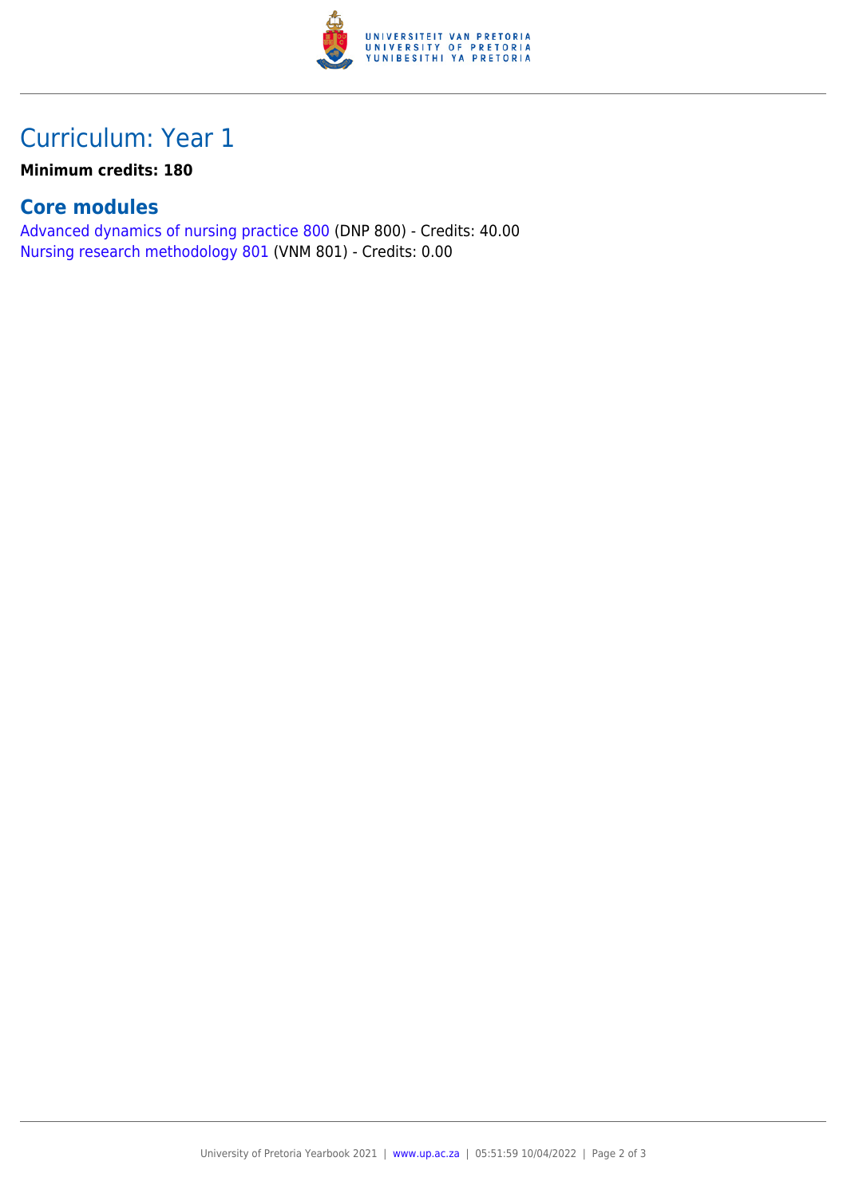# Curriculum: Year 1

**Minimum credits: 180**

## Core modules

Advanced dynamics of nursing practice 800 (DNP 800) - Credits: 40.00
Nursing research methodology 801 (VNM 801) - Credits: 0.00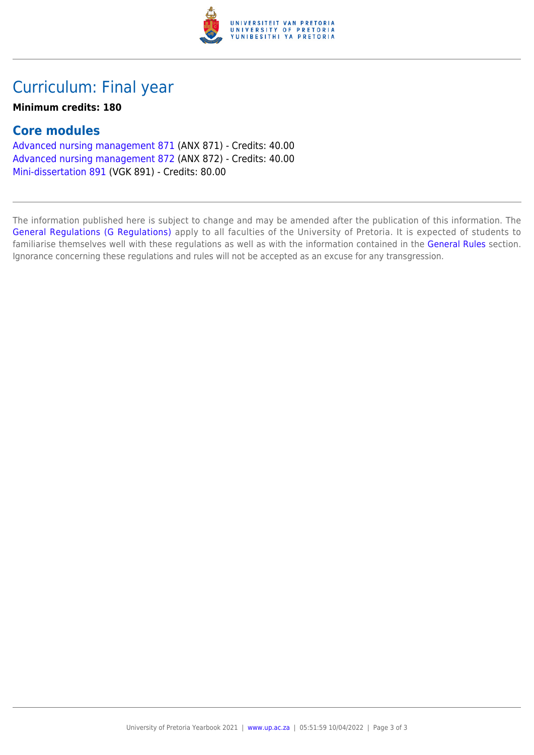## Curriculum: Final year

**Minimum credits: 180**

### Core modules

Advanced nursing management 871 (ANX 871) - Credits: 40.00
Advanced nursing management 872 (ANX 872) - Credits: 40.00
Mini-dissertation 891 (VGK 891) - Credits: 80.00

The information published here is subject to change and may be amended after the publication of this information. The General Regulations (G Regulations) apply to all faculties of the University of Pretoria. It is expected of students to familiarise themselves well with these regulations as well as with the information contained in the General Rules section. Ignorance concerning these regulations and rules will not be accepted as an excuse for any transgression.